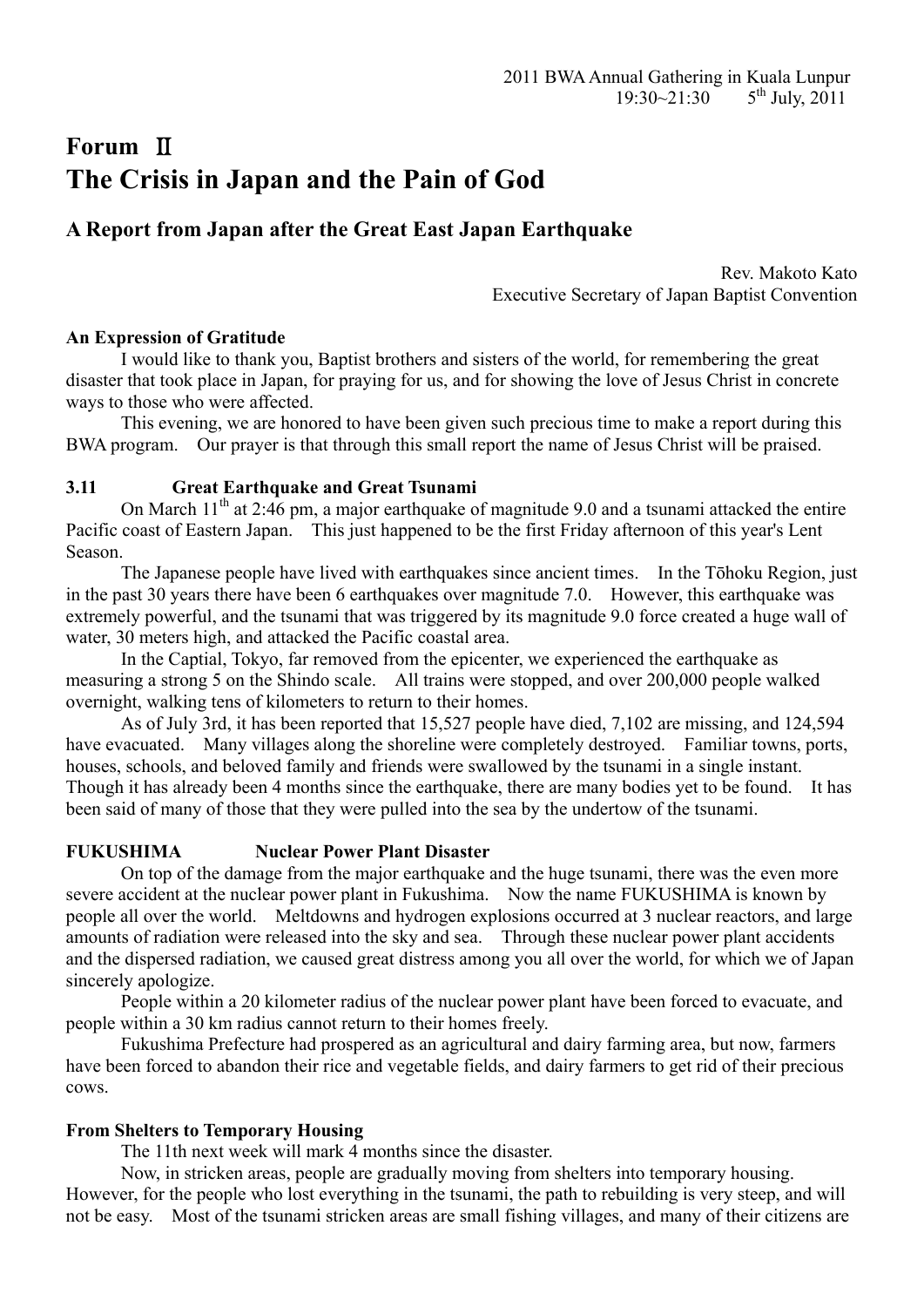2011 BWA Annual Gathering in Kuala Lunpur
19:30~21:30　　5th July, 2011

# Forum Ⅱ
# The Crisis in Japan and the Pain of God

## A Report from Japan after the Great East Japan Earthquake

Rev. Makoto Kato
Executive Secretary of Japan Baptist Convention

**An Expression of Gratitude**

I would like to thank you, Baptist brothers and sisters of the world, for remembering the great disaster that took place in Japan, for praying for us, and for showing the love of Jesus Christ in concrete ways to those who were affected.

This evening, we are honored to have been given such precious time to make a report during this BWA program.　Our prayer is that through this small report the name of Jesus Christ will be praised.

**3.11　　　Great Earthquake and Great Tsunami**

On March 11th at 2:46 pm, a major earthquake of magnitude 9.0 and a tsunami attacked the entire Pacific coast of Eastern Japan.　This just happened to be the first Friday afternoon of this year's Lent Season.

The Japanese people have lived with earthquakes since ancient times.　In the Tōhoku Region, just in the past 30 years there have been 6 earthquakes over magnitude 7.0.　However, this earthquake was extremely powerful, and the tsunami that was triggered by its magnitude 9.0 force created a huge wall of water, 30 meters high, and attacked the Pacific coastal area.

In the Captial, Tokyo, far removed from the epicenter, we experienced the earthquake as measuring a strong 5 on the Shindo scale.　All trains were stopped, and over 200,000 people walked overnight, walking tens of kilometers to return to their homes.

As of July 3rd, it has been reported that 15,527 people have died, 7,102 are missing, and 124,594 have evacuated.　Many villages along the shoreline were completely destroyed.　Familiar towns, ports, houses, schools, and beloved family and friends were swallowed by the tsunami in a single instant. Though it has already been 4 months since the earthquake, there are many bodies yet to be found.　It has been said of many of those that they were pulled into the sea by the undertow of the tsunami.

**FUKUSHIMA　　　Nuclear Power Plant Disaster**

On top of the damage from the major earthquake and the huge tsunami, there was the even more severe accident at the nuclear power plant in Fukushima.　Now the name FUKUSHIMA is known by people all over the world.　Meltdowns and hydrogen explosions occurred at 3 nuclear reactors, and large amounts of radiation were released into the sky and sea.　Through these nuclear power plant accidents and the dispersed radiation, we caused great distress among you all over the world, for which we of Japan sincerely apologize.

People within a 20 kilometer radius of the nuclear power plant have been forced to evacuate, and people within a 30 km radius cannot return to their homes freely.

Fukushima Prefecture had prospered as an agricultural and dairy farming area, but now, farmers have been forced to abandon their rice and vegetable fields, and dairy farmers to get rid of their precious cows.

**From Shelters to Temporary Housing**

The 11th next week will mark 4 months since the disaster.

Now, in stricken areas, people are gradually moving from shelters into temporary housing. However, for the people who lost everything in the tsunami, the path to rebuilding is very steep, and will not be easy.　Most of the tsunami stricken areas are small fishing villages, and many of their citizens are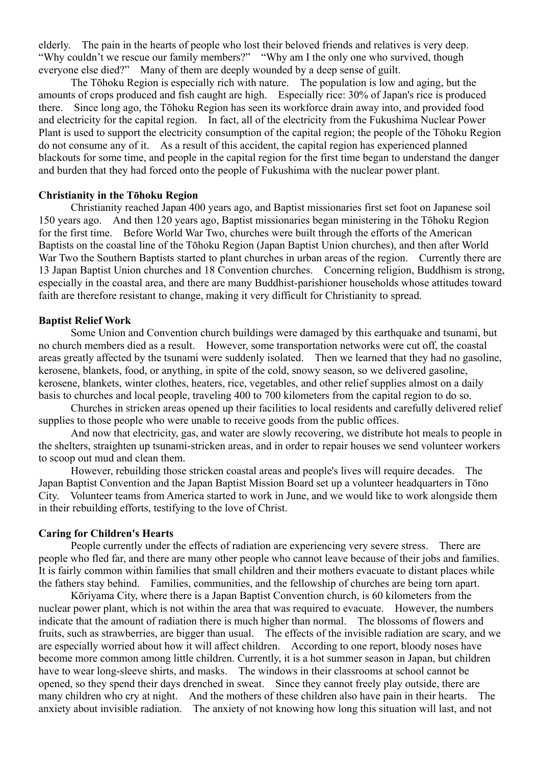elderly. The pain in the hearts of people who lost their beloved friends and relatives is very deep. "Why couldn't we rescue our family members?" "Why am I the only one who survived, though everyone else died?" Many of them are deeply wounded by a deep sense of guilt.

The Tōhoku Region is especially rich with nature. The population is low and aging, but the amounts of crops produced and fish caught are high. Especially rice: 30% of Japan's rice is produced there. Since long ago, the Tōhoku Region has seen its workforce drain away into, and provided food and electricity for the capital region. In fact, all of the electricity from the Fukushima Nuclear Power Plant is used to support the electricity consumption of the capital region; the people of the Tōhoku Region do not consume any of it. As a result of this accident, the capital region has experienced planned blackouts for some time, and people in the capital region for the first time began to understand the danger and burden that they had forced onto the people of Fukushima with the nuclear power plant.

**Christianity in the Tōhoku Region**

Christianity reached Japan 400 years ago, and Baptist missionaries first set foot on Japanese soil 150 years ago. And then 120 years ago, Baptist missionaries began ministering in the Tōhoku Region for the first time. Before World War Two, churches were built through the efforts of the American Baptists on the coastal line of the Tōhoku Region (Japan Baptist Union churches), and then after World War Two the Southern Baptists started to plant churches in urban areas of the region. Currently there are 13 Japan Baptist Union churches and 18 Convention churches. Concerning religion, Buddhism is strong, especially in the coastal area, and there are many Buddhist-parishioner households whose attitudes toward faith are therefore resistant to change, making it very difficult for Christianity to spread.

**Baptist Relief Work**

Some Union and Convention church buildings were damaged by this earthquake and tsunami, but no church members died as a result. However, some transportation networks were cut off, the coastal areas greatly affected by the tsunami were suddenly isolated. Then we learned that they had no gasoline, kerosene, blankets, food, or anything, in spite of the cold, snowy season, so we delivered gasoline, kerosene, blankets, winter clothes, heaters, rice, vegetables, and other relief supplies almost on a daily basis to churches and local people, traveling 400 to 700 kilometers from the capital region to do so.

Churches in stricken areas opened up their facilities to local residents and carefully delivered relief supplies to those people who were unable to receive goods from the public offices.

And now that electricity, gas, and water are slowly recovering, we distribute hot meals to people in the shelters, straighten up tsunami-stricken areas, and in order to repair houses we send volunteer workers to scoop out mud and clean them.

However, rebuilding those stricken coastal areas and people's lives will require decades. The Japan Baptist Convention and the Japan Baptist Mission Board set up a volunteer headquarters in Tōno City. Volunteer teams from America started to work in June, and we would like to work alongside them in their rebuilding efforts, testifying to the love of Christ.

**Caring for Children's Hearts**

People currently under the effects of radiation are experiencing very severe stress. There are people who fled far, and there are many other people who cannot leave because of their jobs and families. It is fairly common within families that small children and their mothers evacuate to distant places while the fathers stay behind. Families, communities, and the fellowship of churches are being torn apart.

Kōriyama City, where there is a Japan Baptist Convention church, is 60 kilometers from the nuclear power plant, which is not within the area that was required to evacuate. However, the numbers indicate that the amount of radiation there is much higher than normal. The blossoms of flowers and fruits, such as strawberries, are bigger than usual. The effects of the invisible radiation are scary, and we are especially worried about how it will affect children. According to one report, bloody noses have become more common among little children. Currently, it is a hot summer season in Japan, but children have to wear long-sleeve shirts, and masks. The windows in their classrooms at school cannot be opened, so they spend their days drenched in sweat. Since they cannot freely play outside, there are many children who cry at night. And the mothers of these children also have pain in their hearts. The anxiety about invisible radiation. The anxiety of not knowing how long this situation will last, and not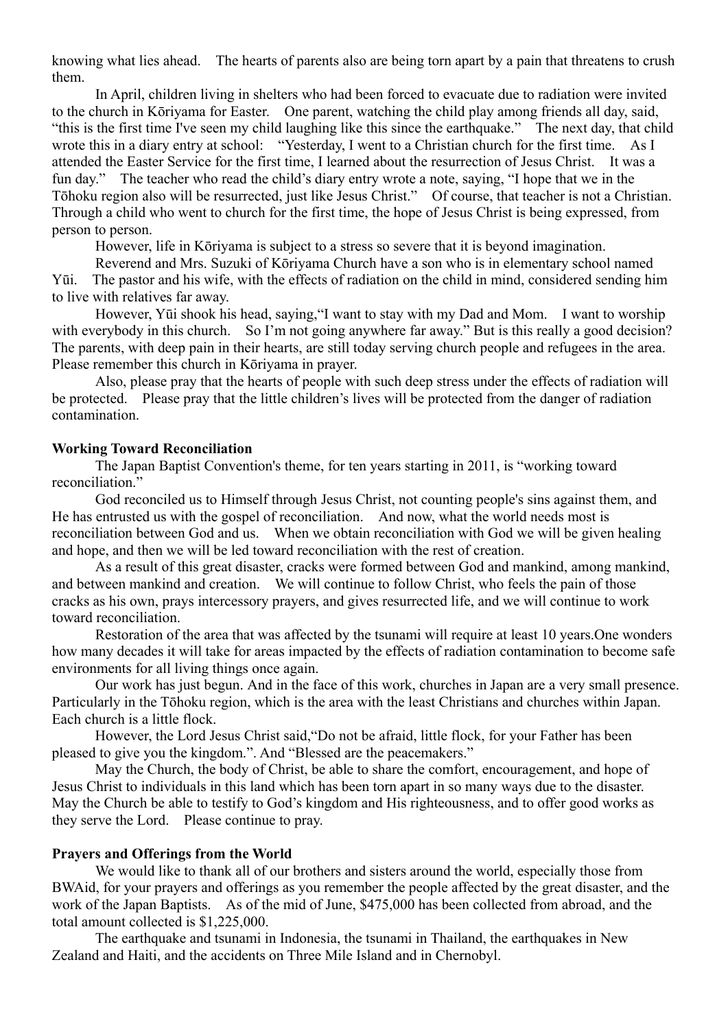knowing what lies ahead. The hearts of parents also are being torn apart by a pain that threatens to crush them.

In April, children living in shelters who had been forced to evacuate due to radiation were invited to the church in Kōriyama for Easter. One parent, watching the child play among friends all day, said, "this is the first time I've seen my child laughing like this since the earthquake." The next day, that child wrote this in a diary entry at school: "Yesterday, I went to a Christian church for the first time. As I attended the Easter Service for the first time, I learned about the resurrection of Jesus Christ. It was a fun day." The teacher who read the child's diary entry wrote a note, saying, "I hope that we in the Tōhoku region also will be resurrected, just like Jesus Christ." Of course, that teacher is not a Christian. Through a child who went to church for the first time, the hope of Jesus Christ is being expressed, from person to person.

However, life in Kōriyama is subject to a stress so severe that it is beyond imagination.

Reverend and Mrs. Suzuki of Kōriyama Church have a son who is in elementary school named Yūi. The pastor and his wife, with the effects of radiation on the child in mind, considered sending him to live with relatives far away.

However, Yūi shook his head, saying,"I want to stay with my Dad and Mom. I want to worship with everybody in this church. So I'm not going anywhere far away." But is this really a good decision? The parents, with deep pain in their hearts, are still today serving church people and refugees in the area. Please remember this church in Kōriyama in prayer.

Also, please pray that the hearts of people with such deep stress under the effects of radiation will be protected. Please pray that the little children's lives will be protected from the danger of radiation contamination.

**Working Toward Reconciliation**

The Japan Baptist Convention's theme, for ten years starting in 2011, is "working toward reconciliation."

God reconciled us to Himself through Jesus Christ, not counting people's sins against them, and He has entrusted us with the gospel of reconciliation. And now, what the world needs most is reconciliation between God and us. When we obtain reconciliation with God we will be given healing and hope, and then we will be led toward reconciliation with the rest of creation.

As a result of this great disaster, cracks were formed between God and mankind, among mankind, and between mankind and creation. We will continue to follow Christ, who feels the pain of those cracks as his own, prays intercessory prayers, and gives resurrected life, and we will continue to work toward reconciliation.

Restoration of the area that was affected by the tsunami will require at least 10 years.One wonders how many decades it will take for areas impacted by the effects of radiation contamination to become safe environments for all living things once again.

Our work has just begun. And in the face of this work, churches in Japan are a very small presence. Particularly in the Tōhoku region, which is the area with the least Christians and churches within Japan. Each church is a little flock.

However, the Lord Jesus Christ said,"Do not be afraid, little flock, for your Father has been pleased to give you the kingdom.". And "Blessed are the peacemakers."

May the Church, the body of Christ, be able to share the comfort, encouragement, and hope of Jesus Christ to individuals in this land which has been torn apart in so many ways due to the disaster. May the Church be able to testify to God's kingdom and His righteousness, and to offer good works as they serve the Lord. Please continue to pray.

**Prayers and Offerings from the World**

We would like to thank all of our brothers and sisters around the world, especially those from BWAid, for your prayers and offerings as you remember the people affected by the great disaster, and the work of the Japan Baptists. As of the mid of June, $475,000 has been collected from abroad, and the total amount collected is $1,225,000.

The earthquake and tsunami in Indonesia, the tsunami in Thailand, the earthquakes in New Zealand and Haiti, and the accidents on Three Mile Island and in Chernobyl.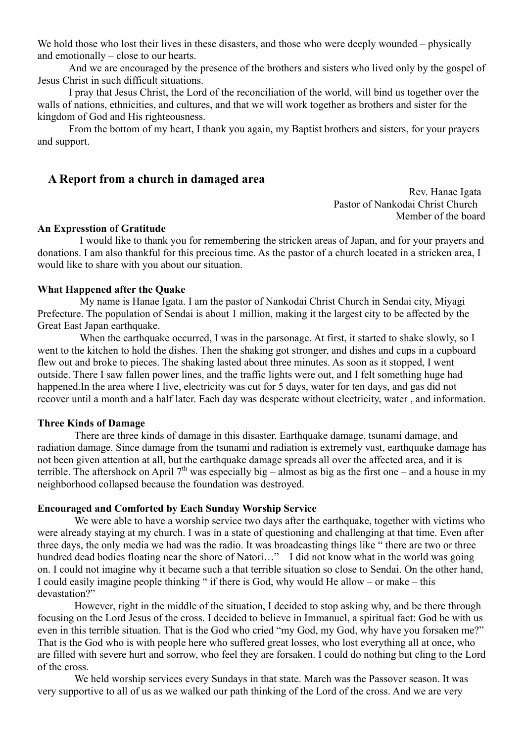We hold those who lost their lives in these disasters, and those who were deeply wounded – physically and emotionally – close to our hearts.

And we are encouraged by the presence of the brothers and sisters who lived only by the gospel of Jesus Christ in such difficult situations.

I pray that Jesus Christ, the Lord of the reconciliation of the world, will bind us together over the walls of nations, ethnicities, and cultures, and that we will work together as brothers and sister for the kingdom of God and His righteousness.

From the bottom of my heart, I thank you again, my Baptist brothers and sisters, for your prayers and support.

## A Report from a church in damaged area

Rev. Hanae Igata
Pastor of Nankodai Christ Church
Member of the board

**An Expresstion of Gratitude**

I would like to thank you for remembering the stricken areas of Japan, and for your prayers and donations. I am also thankful for this precious time. As the pastor of a church located in a stricken area, I would like to share with you about our situation.

**What Happened after the Quake**

My name is Hanae Igata. I am the pastor of Nankodai Christ Church in Sendai city, Miyagi Prefecture. The population of Sendai is about 1 million, making it the largest city to be affected by the Great East Japan earthquake.

When the earthquake occurred, I was in the parsonage. At first, it started to shake slowly, so I went to the kitchen to hold the dishes. Then the shaking got stronger, and dishes and cups in a cupboard flew out and broke to pieces. The shaking lasted about three minutes. As soon as it stopped, I went outside. There I saw fallen power lines, and the traffic lights were out, and I felt something huge had happened.In the area where I live, electricity was cut for 5 days, water for ten days, and gas did not recover until a month and a half later. Each day was desperate without electricity, water , and information.

**Three Kinds of Damage**

There are three kinds of damage in this disaster. Earthquake damage, tsunami damage, and radiation damage. Since damage from the tsunami and radiation is extremely vast, earthquake damage has not been given attention at all, but the earthquake damage spreads all over the affected area, and it is terrible. The aftershock on April 7th was especially big – almost as big as the first one – and a house in my neighborhood collapsed because the foundation was destroyed.

**Encouraged and Comforted by Each Sunday Worship Service**

We were able to have a worship service two days after the earthquake, together with victims who were already staying at my church. I was in a state of questioning and challenging at that time. Even after three days, the only media we had was the radio. It was broadcasting things like " there are two or three hundred dead bodies floating near the shore of Natori…" I did not know what in the world was going on. I could not imagine why it became such a that terrible situation so close to Sendai. On the other hand, I could easily imagine people thinking " if there is God, why would He allow – or make – this devastation?"

However, right in the middle of the situation, I decided to stop asking why, and be there through focusing on the Lord Jesus of the cross. I decided to believe in Immanuel, a spiritual fact: God be with us even in this terrible situation. That is the God who cried "my God, my God, why have you forsaken me?" That is the God who is with people here who suffered great losses, who lost everything all at once, who are filled with severe hurt and sorrow, who feel they are forsaken. I could do nothing but cling to the Lord of the cross.

We held worship services every Sundays in that state. March was the Passover season. It was very supportive to all of us as we walked our path thinking of the Lord of the cross. And we are very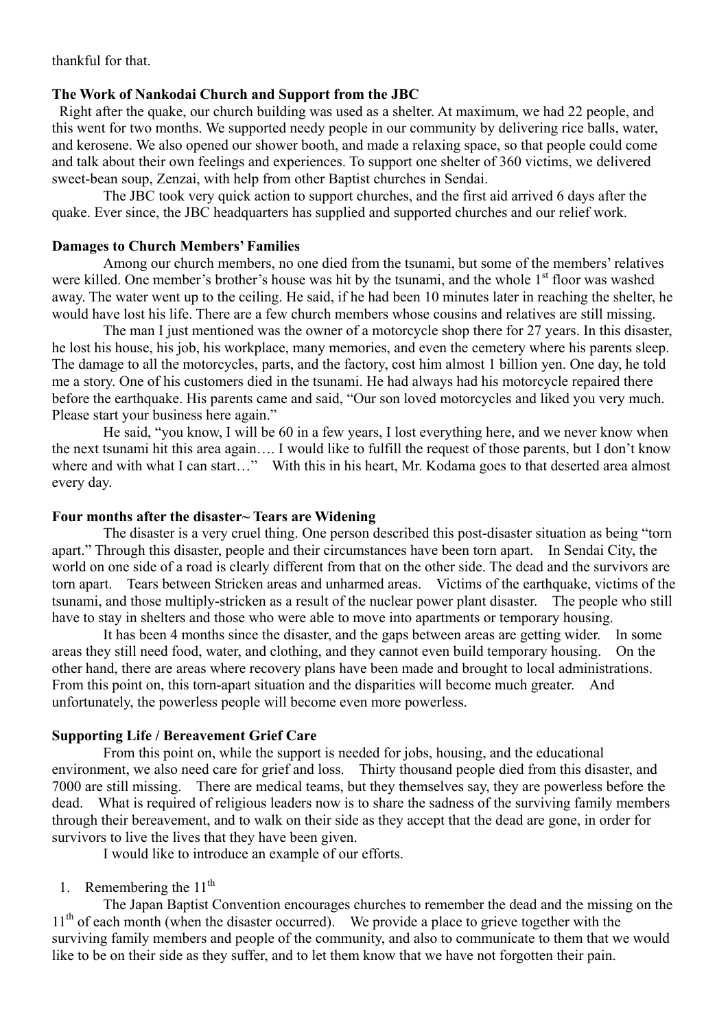thankful for that.

**The Work of Nankodai Church and Support from the JBC**

Right after the quake, our church building was used as a shelter. At maximum, we had 22 people, and this went for two months. We supported needy people in our community by delivering rice balls, water, and kerosene. We also opened our shower booth, and made a relaxing space, so that people could come and talk about their own feelings and experiences. To support one shelter of 360 victims, we delivered sweet-bean soup, Zenzai, with help from other Baptist churches in Sendai.

The JBC took very quick action to support churches, and the first aid arrived 6 days after the quake. Ever since, the JBC headquarters has supplied and supported churches and our relief work.

**Damages to Church Members' Families**

Among our church members, no one died from the tsunami, but some of the members' relatives were killed. One member's brother's house was hit by the tsunami, and the whole 1st floor was washed away. The water went up to the ceiling. He said, if he had been 10 minutes later in reaching the shelter, he would have lost his life. There are a few church members whose cousins and relatives are still missing.

The man I just mentioned was the owner of a motorcycle shop there for 27 years. In this disaster, he lost his house, his job, his workplace, many memories, and even the cemetery where his parents sleep. The damage to all the motorcycles, parts, and the factory, cost him almost 1 billion yen. One day, he told me a story. One of his customers died in the tsunami. He had always had his motorcycle repaired there before the earthquake. His parents came and said, "Our son loved motorcycles and liked you very much. Please start your business here again."

He said, "you know, I will be 60 in a few years, I lost everything here, and we never know when the next tsunami hit this area again…. I would like to fulfill the request of those parents, but I don't know where and with what I can start…" With this in his heart, Mr. Kodama goes to that deserted area almost every day.

**Four months after the disaster~ Tears are Widening**

The disaster is a very cruel thing. One person described this post-disaster situation as being "torn apart." Through this disaster, people and their circumstances have been torn apart. In Sendai City, the world on one side of a road is clearly different from that on the other side. The dead and the survivors are torn apart. Tears between Stricken areas and unharmed areas. Victims of the earthquake, victims of the tsunami, and those multiply-stricken as a result of the nuclear power plant disaster. The people who still have to stay in shelters and those who were able to move into apartments or temporary housing.

It has been 4 months since the disaster, and the gaps between areas are getting wider. In some areas they still need food, water, and clothing, and they cannot even build temporary housing. On the other hand, there are areas where recovery plans have been made and brought to local administrations. From this point on, this torn-apart situation and the disparities will become much greater. And unfortunately, the powerless people will become even more powerless.

**Supporting Life / Bereavement Grief Care**

From this point on, while the support is needed for jobs, housing, and the educational environment, we also need care for grief and loss. Thirty thousand people died from this disaster, and 7000 are still missing. There are medical teams, but they themselves say, they are powerless before the dead. What is required of religious leaders now is to share the sadness of the surviving family members through their bereavement, and to walk on their side as they accept that the dead are gone, in order for survivors to live the lives that they have been given.

I would like to introduce an example of our efforts.

1. Remembering the 11th

The Japan Baptist Convention encourages churches to remember the dead and the missing on the 11th of each month (when the disaster occurred). We provide a place to grieve together with the surviving family members and people of the community, and also to communicate to them that we would like to be on their side as they suffer, and to let them know that we have not forgotten their pain.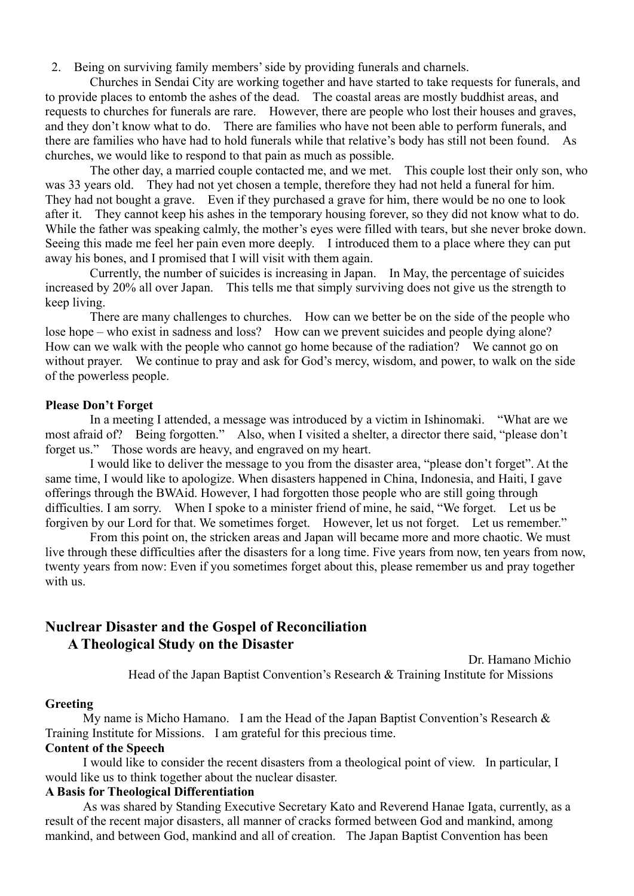2. Being on surviving family members' side by providing funerals and charnels.

Churches in Sendai City are working together and have started to take requests for funerals, and to provide places to entomb the ashes of the dead. The coastal areas are mostly buddhist areas, and requests to churches for funerals are rare. However, there are people who lost their houses and graves, and they don't know what to do. There are families who have not been able to perform funerals, and there are families who have had to hold funerals while that relative's body has still not been found. As churches, we would like to respond to that pain as much as possible.

The other day, a married couple contacted me, and we met. This couple lost their only son, who was 33 years old. They had not yet chosen a temple, therefore they had not held a funeral for him. They had not bought a grave. Even if they purchased a grave for him, there would be no one to look after it. They cannot keep his ashes in the temporary housing forever, so they did not know what to do. While the father was speaking calmly, the mother's eyes were filled with tears, but she never broke down. Seeing this made me feel her pain even more deeply. I introduced them to a place where they can put away his bones, and I promised that I will visit with them again.

Currently, the number of suicides is increasing in Japan. In May, the percentage of suicides increased by 20% all over Japan. This tells me that simply surviving does not give us the strength to keep living.

There are many challenges to churches. How can we better be on the side of the people who lose hope – who exist in sadness and loss? How can we prevent suicides and people dying alone? How can we walk with the people who cannot go home because of the radiation? We cannot go on without prayer. We continue to pray and ask for God's mercy, wisdom, and power, to walk on the side of the powerless people.

**Please Don't Forget**

In a meeting I attended, a message was introduced by a victim in Ishinomaki. "What are we most afraid of? Being forgotten." Also, when I visited a shelter, a director there said, "please don't forget us." Those words are heavy, and engraved on my heart.

I would like to deliver the message to you from the disaster area, "please don't forget". At the same time, I would like to apologize. When disasters happened in China, Indonesia, and Haiti, I gave offerings through the BWAid. However, I had forgotten those people who are still going through difficulties. I am sorry. When I spoke to a minister friend of mine, he said, "We forget. Let us be forgiven by our Lord for that. We sometimes forget. However, let us not forget. Let us remember."

From this point on, the stricken areas and Japan will became more and more chaotic. We must live through these difficulties after the disasters for a long time. Five years from now, ten years from now, twenty years from now: Even if you sometimes forget about this, please remember us and pray together with us.

## Nuclrear Disaster and the Gospel of Reconciliation
## A Theological Study on the Disaster

Dr. Hamano Michio
Head of the Japan Baptist Convention's Research & Training Institute for Missions

**Greeting**

My name is Micho Hamano. I am the Head of the Japan Baptist Convention's Research & Training Institute for Missions. I am grateful for this precious time.

**Content of the Speech**

I would like to consider the recent disasters from a theological point of view. In particular, I would like us to think together about the nuclear disaster.

**A Basis for Theological Differentiation**

As was shared by Standing Executive Secretary Kato and Reverend Hanae Igata, currently, as a result of the recent major disasters, all manner of cracks formed between God and mankind, among mankind, and between God, mankind and all of creation. The Japan Baptist Convention has been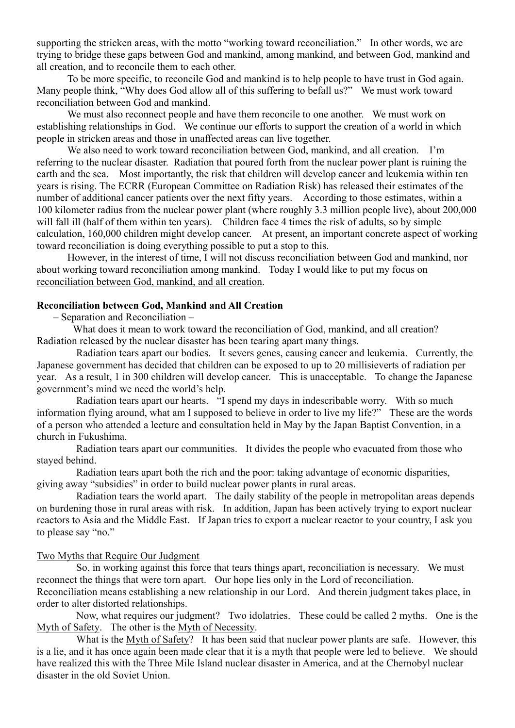supporting the stricken areas, with the motto "working toward reconciliation." In other words, we are trying to bridge these gaps between God and mankind, among mankind, and between God, mankind and all creation, and to reconcile them to each other.

To be more specific, to reconcile God and mankind is to help people to have trust in God again. Many people think, "Why does God allow all of this suffering to befall us?" We must work toward reconciliation between God and mankind.

We must also reconnect people and have them reconcile to one another. We must work on establishing relationships in God. We continue our efforts to support the creation of a world in which people in stricken areas and those in unaffected areas can live together.

We also need to work toward reconciliation between God, mankind, and all creation. I'm referring to the nuclear disaster. Radiation that poured forth from the nuclear power plant is ruining the earth and the sea. Most importantly, the risk that children will develop cancer and leukemia within ten years is rising. The ECRR (European Committee on Radiation Risk) has released their estimates of the number of additional cancer patients over the next fifty years. According to those estimates, within a 100 kilometer radius from the nuclear power plant (where roughly 3.3 million people live), about 200,000 will fall ill (half of them within ten years). Children face 4 times the risk of adults, so by simple calculation, 160,000 children might develop cancer. At present, an important concrete aspect of working toward reconciliation is doing everything possible to put a stop to this.

However, in the interest of time, I will not discuss reconciliation between God and mankind, nor about working toward reconciliation among mankind. Today I would like to put my focus on <u>reconciliation between God, mankind, and all creation</u>.

**Reconciliation between God, Mankind and All Creation**

– Separation and Reconciliation –

What does it mean to work toward the reconciliation of God, mankind, and all creation? Radiation released by the nuclear disaster has been tearing apart many things.

Radiation tears apart our bodies. It severs genes, causing cancer and leukemia. Currently, the Japanese government has decided that children can be exposed to up to 20 millisieverts of radiation per year. As a result, 1 in 300 children will develop cancer. This is unacceptable. To change the Japanese government's mind we need the world's help.

Radiation tears apart our hearts. "I spend my days in indescribable worry. With so much information flying around, what am I supposed to believe in order to live my life?" These are the words of a person who attended a lecture and consultation held in May by the Japan Baptist Convention, in a church in Fukushima.

Radiation tears apart our communities. It divides the people who evacuated from those who stayed behind.

Radiation tears apart both the rich and the poor: taking advantage of economic disparities, giving away "subsidies" in order to build nuclear power plants in rural areas.

Radiation tears the world apart. The daily stability of the people in metropolitan areas depends on burdening those in rural areas with risk. In addition, Japan has been actively trying to export nuclear reactors to Asia and the Middle East. If Japan tries to export a nuclear reactor to your country, I ask you to please say "no."

<u>Two Myths that Require Our Judgment</u>

So, in working against this force that tears things apart, reconciliation is necessary. We must reconnect the things that were torn apart. Our hope lies only in the Lord of reconciliation. Reconciliation means establishing a new relationship in our Lord. And therein judgment takes place, in order to alter distorted relationships.

Now, what requires our judgment? Two idolatries. These could be called 2 myths. One is the <u>Myth of Safety</u>. The other is the <u>Myth of Necessity</u>.

What is the <u>Myth of Safety</u>? It has been said that nuclear power plants are safe. However, this is a lie, and it has once again been made clear that it is a myth that people were led to believe. We should have realized this with the Three Mile Island nuclear disaster in America, and at the Chernobyl nuclear disaster in the old Soviet Union.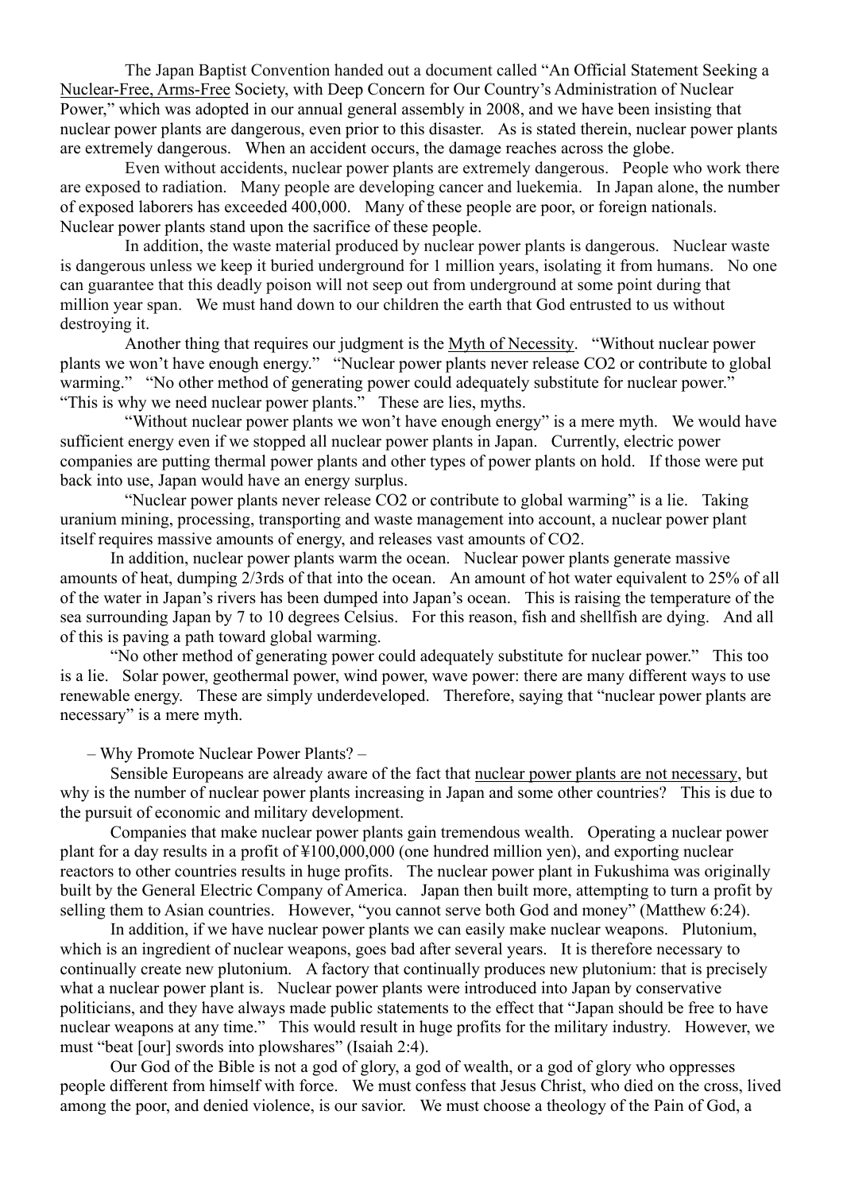The Japan Baptist Convention handed out a document called "An Official Statement Seeking a Nuclear-Free, Arms-Free Society, with Deep Concern for Our Country's Administration of Nuclear Power," which was adopted in our annual general assembly in 2008, and we have been insisting that nuclear power plants are dangerous, even prior to this disaster. As is stated therein, nuclear power plants are extremely dangerous. When an accident occurs, the damage reaches across the globe.

Even without accidents, nuclear power plants are extremely dangerous. People who work there are exposed to radiation. Many people are developing cancer and luekemia. In Japan alone, the number of exposed laborers has exceeded 400,000. Many of these people are poor, or foreign nationals. Nuclear power plants stand upon the sacrifice of these people.

In addition, the waste material produced by nuclear power plants is dangerous. Nuclear waste is dangerous unless we keep it buried underground for 1 million years, isolating it from humans. No one can guarantee that this deadly poison will not seep out from underground at some point during that million year span. We must hand down to our children the earth that God entrusted to us without destroying it.

Another thing that requires our judgment is the Myth of Necessity. "Without nuclear power plants we won't have enough energy." "Nuclear power plants never release CO2 or contribute to global warming." "No other method of generating power could adequately substitute for nuclear power." "This is why we need nuclear power plants." These are lies, myths.

"Without nuclear power plants we won't have enough energy" is a mere myth. We would have sufficient energy even if we stopped all nuclear power plants in Japan. Currently, electric power companies are putting thermal power plants and other types of power plants on hold. If those were put back into use, Japan would have an energy surplus.

"Nuclear power plants never release CO2 or contribute to global warming" is a lie. Taking uranium mining, processing, transporting and waste management into account, a nuclear power plant itself requires massive amounts of energy, and releases vast amounts of CO2.

In addition, nuclear power plants warm the ocean. Nuclear power plants generate massive amounts of heat, dumping 2/3rds of that into the ocean. An amount of hot water equivalent to 25% of all of the water in Japan's rivers has been dumped into Japan's ocean. This is raising the temperature of the sea surrounding Japan by 7 to 10 degrees Celsius. For this reason, fish and shellfish are dying. And all of this is paving a path toward global warming.

"No other method of generating power could adequately substitute for nuclear power." This too is a lie. Solar power, geothermal power, wind power, wave power: there are many different ways to use renewable energy. These are simply underdeveloped. Therefore, saying that "nuclear power plants are necessary" is a mere myth.

– Why Promote Nuclear Power Plants? –

Sensible Europeans are already aware of the fact that nuclear power plants are not necessary, but why is the number of nuclear power plants increasing in Japan and some other countries? This is due to the pursuit of economic and military development.

Companies that make nuclear power plants gain tremendous wealth. Operating a nuclear power plant for a day results in a profit of ¥100,000,000 (one hundred million yen), and exporting nuclear reactors to other countries results in huge profits. The nuclear power plant in Fukushima was originally built by the General Electric Company of America. Japan then built more, attempting to turn a profit by selling them to Asian countries. However, "you cannot serve both God and money" (Matthew 6:24).

In addition, if we have nuclear power plants we can easily make nuclear weapons. Plutonium, which is an ingredient of nuclear weapons, goes bad after several years. It is therefore necessary to continually create new plutonium. A factory that continually produces new plutonium: that is precisely what a nuclear power plant is. Nuclear power plants were introduced into Japan by conservative politicians, and they have always made public statements to the effect that "Japan should be free to have nuclear weapons at any time." This would result in huge profits for the military industry. However, we must "beat [our] swords into plowshares" (Isaiah 2:4).

Our God of the Bible is not a god of glory, a god of wealth, or a god of glory who oppresses people different from himself with force. We must confess that Jesus Christ, who died on the cross, lived among the poor, and denied violence, is our savior. We must choose a theology of the Pain of God, a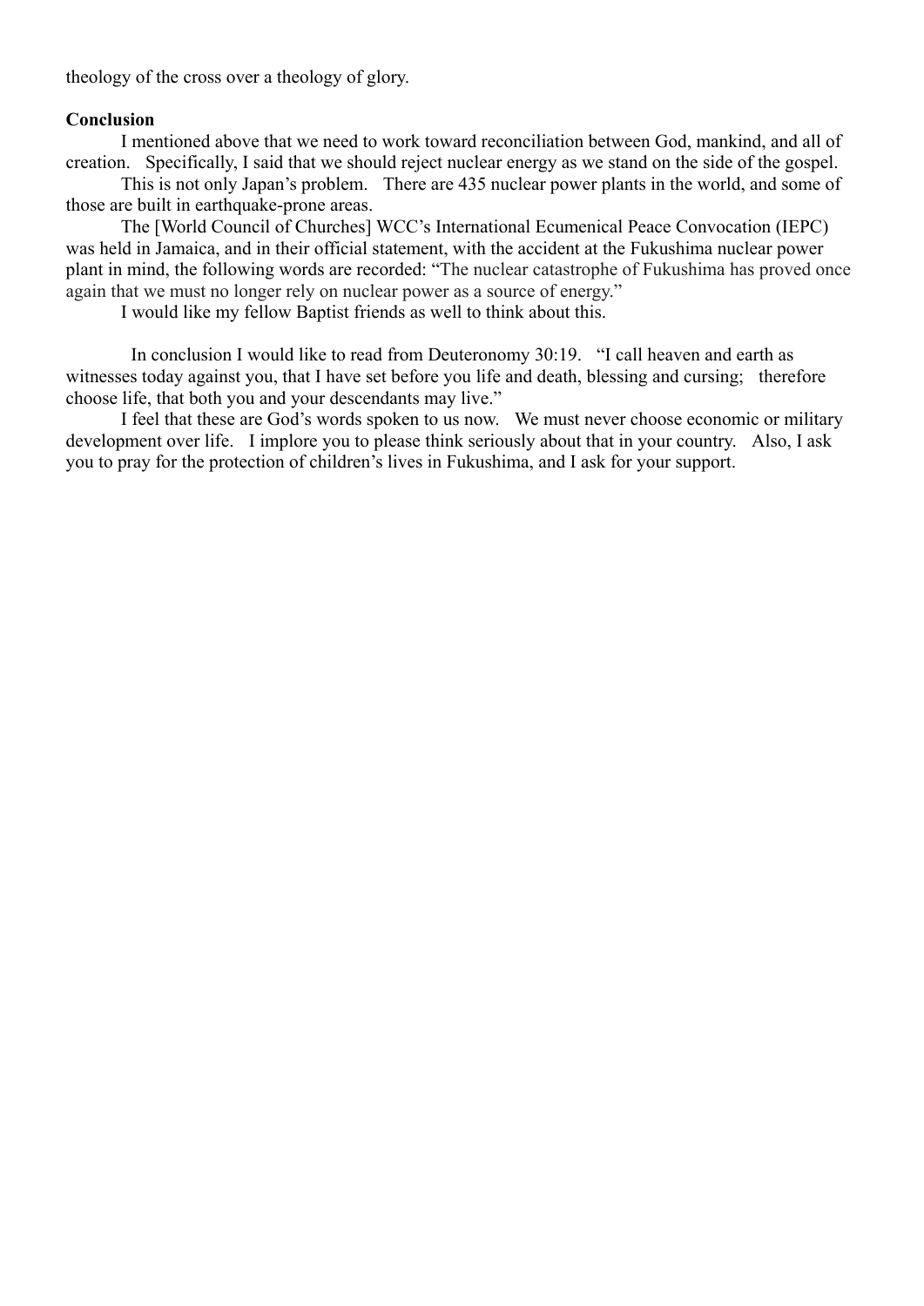theology of the cross over a theology of glory.

**Conclusion**

I mentioned above that we need to work toward reconciliation between God, mankind, and all of creation. Specifically, I said that we should reject nuclear energy as we stand on the side of the gospel.

This is not only Japan's problem. There are 435 nuclear power plants in the world, and some of those are built in earthquake-prone areas.

The [World Council of Churches] WCC's International Ecumenical Peace Convocation (IEPC) was held in Jamaica, and in their official statement, with the accident at the Fukushima nuclear power plant in mind, the following words are recorded: "The nuclear catastrophe of Fukushima has proved once again that we must no longer rely on nuclear power as a source of energy."

I would like my fellow Baptist friends as well to think about this.

In conclusion I would like to read from Deuteronomy 30:19. "I call heaven and earth as witnesses today against you, that I have set before you life and death, blessing and cursing; therefore choose life, that both you and your descendants may live."

I feel that these are God's words spoken to us now. We must never choose economic or military development over life. I implore you to please think seriously about that in your country. Also, I ask you to pray for the protection of children's lives in Fukushima, and I ask for your support.